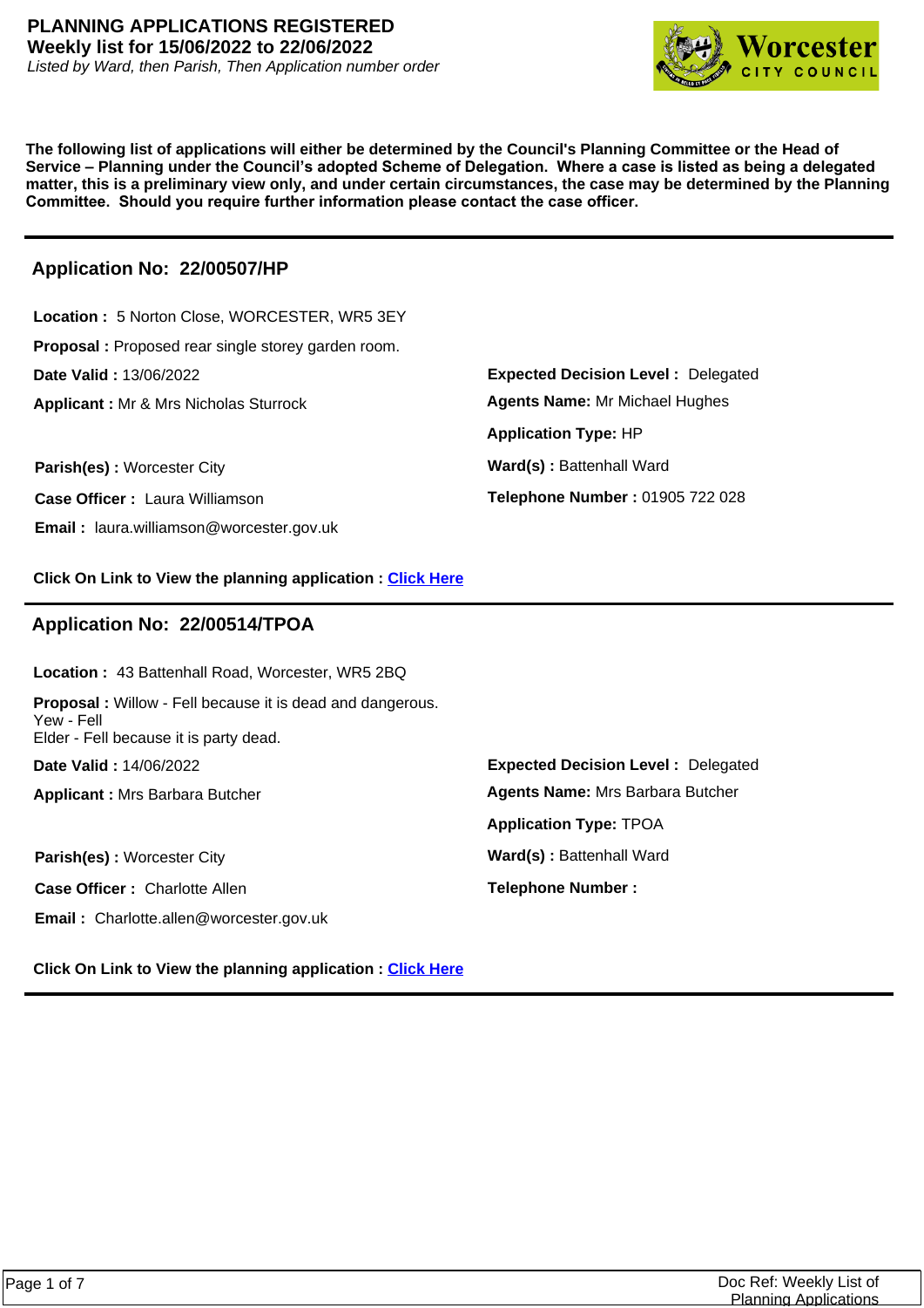# PLANNING APPLICATIONS REGISTERED

**Weekly list for 15/06/2022 to 22/06/2022**

*Listed by Ward, then Parish, Then Application number order*

**The following list of applications will either be determined by the Council's Planning Committee or the Head of Service – Planning under the Council's adopted Scheme of Delegation. Where a case is listed as being a delegated matter, this is a preliminary view only, and under certain circumstances, the case may be determined by the Planning Committee. Should you require further information please contact the case officer.**

---

## Application No: 22/00507/HP

**Location :** 5 Norton Close, WORCESTER, WR5 3EY

**Proposal :** Proposed rear single storey garden room.

**Date Valid :** 13/06/2022

**Expected Decision Level :** Delegated

**Applicant :** Mr & Mrs Nicholas Sturrock

**Agents Name:** Mr Michael Hughes

**Application Type:** HP

**Parish(es) :** Worcester City

**Ward(s) :** Battenhall Ward

**Case Officer :** Laura Williamson

**Telephone Number :** 01905 722 028

**Email :** laura.williamson@worcester.gov.uk

**Click On Link to View the planning application :** Click Here

---

## Application No: 22/00514/TPOA

**Location :** 43 Battenhall Road, Worcester, WR5 2BQ

**Proposal :** Willow - Fell because it is dead and dangerous.
Yew - Fell
Elder - Fell because it is party dead.

**Date Valid :** 14/06/2022

**Expected Decision Level :** Delegated

**Applicant :** Mrs Barbara Butcher

**Agents Name:** Mrs Barbara Butcher

**Application Type:** TPOA

**Parish(es) :** Worcester City

**Ward(s) :** Battenhall Ward

**Case Officer :** Charlotte Allen

**Telephone Number :**

**Email :** Charlotte.allen@worcester.gov.uk

**Click On Link to View the planning application :** Click Here

---

Doc Ref: Weekly List of Planning Applications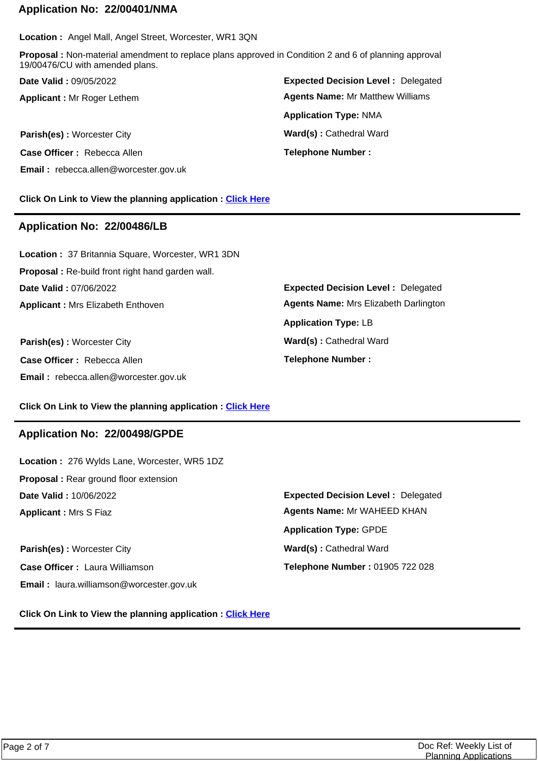## Application No: 22/00401/NMA

**Location :** Angel Mall, Angel Street, Worcester, WR1 3QN

**Proposal :** Non-material amendment to replace plans approved in Condition 2 and 6 of planning approval 19/00476/CU with amended plans.

**Date Valid :** 09/05/2022

**Expected Decision Level :** Delegated

**Applicant :** Mr Roger Lethem

**Agents Name:** Mr Matthew Williams

**Application Type:** NMA

**Parish(es) :** Worcester City

**Ward(s) :** Cathedral Ward

**Case Officer :** Rebecca Allen

**Telephone Number :**

**Email :** rebecca.allen@worcester.gov.uk

**Click On Link to View the planning application :** Click Here

---

## Application No: 22/00486/LB

**Location :** 37 Britannia Square, Worcester, WR1 3DN

**Proposal :** Re-build front right hand garden wall.

**Date Valid :** 07/06/2022

**Expected Decision Level :** Delegated

**Applicant :** Mrs Elizabeth Enthoven

**Agents Name:** Mrs Elizabeth Darlington

**Application Type:** LB

**Parish(es) :** Worcester City

**Ward(s) :** Cathedral Ward

**Case Officer :** Rebecca Allen

**Telephone Number :**

**Email :** rebecca.allen@worcester.gov.uk

**Click On Link to View the planning application :** Click Here

---

## Application No: 22/00498/GPDE

**Location :** 276 Wylds Lane, Worcester, WR5 1DZ

**Proposal :** Rear ground floor extension

**Date Valid :** 10/06/2022

**Expected Decision Level :** Delegated

**Applicant :** Mrs S Fiaz

**Agents Name:** Mr WAHEED KHAN

**Application Type:** GPDE

**Parish(es) :** Worcester City

**Ward(s) :** Cathedral Ward

**Case Officer :** Laura Williamson

**Telephone Number :** 01905 722 028

**Email :** laura.williamson@worcester.gov.uk

**Click On Link to View the planning application :** Click Here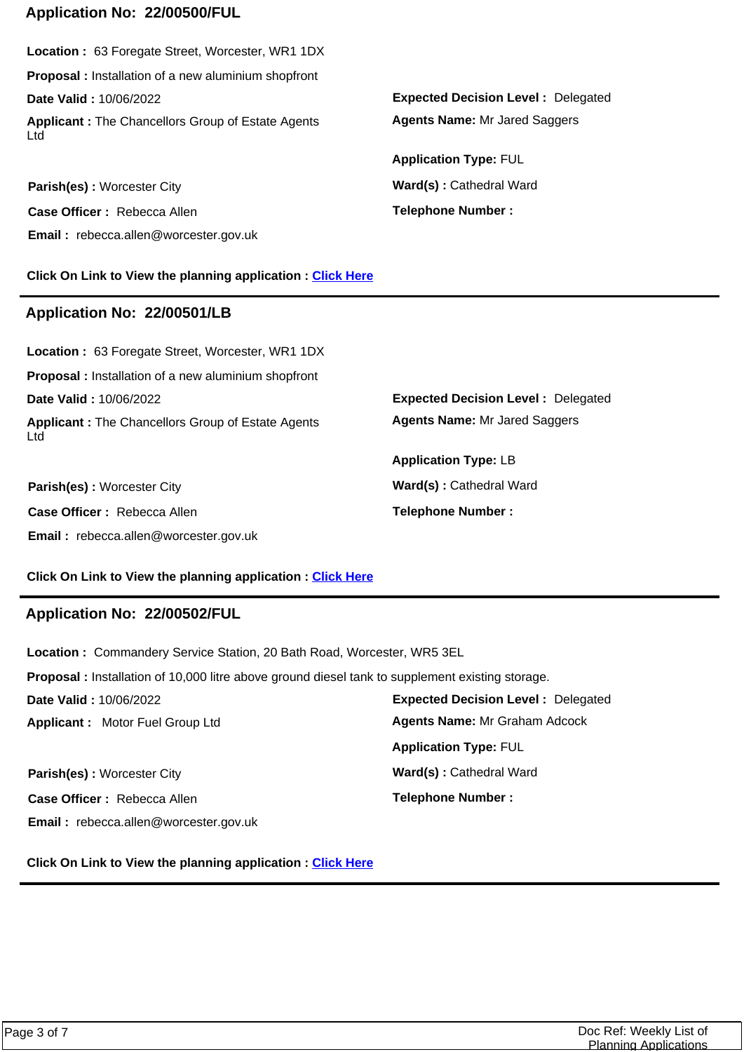## Application No: 22/00500/FUL

**Location :** 63 Foregate Street, Worcester, WR1 1DX

**Proposal :** Installation of a new aluminium shopfront

**Date Valid :** 10/06/2022

**Expected Decision Level :** Delegated

**Applicant :** The Chancellors Group of Estate Agents Ltd

**Agents Name:** Mr Jared Saggers

**Application Type:** FUL

**Parish(es) :** Worcester City

**Ward(s) :** Cathedral Ward

**Case Officer :** Rebecca Allen

**Telephone Number :**

**Email :** rebecca.allen@worcester.gov.uk

**Click On Link to View the planning application :** Click Here

---

## Application No: 22/00501/LB

**Location :** 63 Foregate Street, Worcester, WR1 1DX

**Proposal :** Installation of a new aluminium shopfront

**Date Valid :** 10/06/2022

**Expected Decision Level :** Delegated

**Applicant :** The Chancellors Group of Estate Agents Ltd

**Agents Name:** Mr Jared Saggers

**Application Type:** LB

**Parish(es) :** Worcester City

**Ward(s) :** Cathedral Ward

**Case Officer :** Rebecca Allen

**Telephone Number :**

**Email :** rebecca.allen@worcester.gov.uk

**Click On Link to View the planning application :** Click Here

---

## Application No: 22/00502/FUL

**Location :** Commandery Service Station, 20 Bath Road, Worcester, WR5 3EL

**Proposal :** Installation of 10,000 litre above ground diesel tank to supplement existing storage.

**Date Valid :** 10/06/2022

**Expected Decision Level :** Delegated

**Applicant :** Motor Fuel Group Ltd

**Agents Name:** Mr Graham Adcock

**Application Type:** FUL

**Parish(es) :** Worcester City

**Ward(s) :** Cathedral Ward

**Case Officer :** Rebecca Allen

**Telephone Number :**

**Email :** rebecca.allen@worcester.gov.uk

**Click On Link to View the planning application :** Click Here

---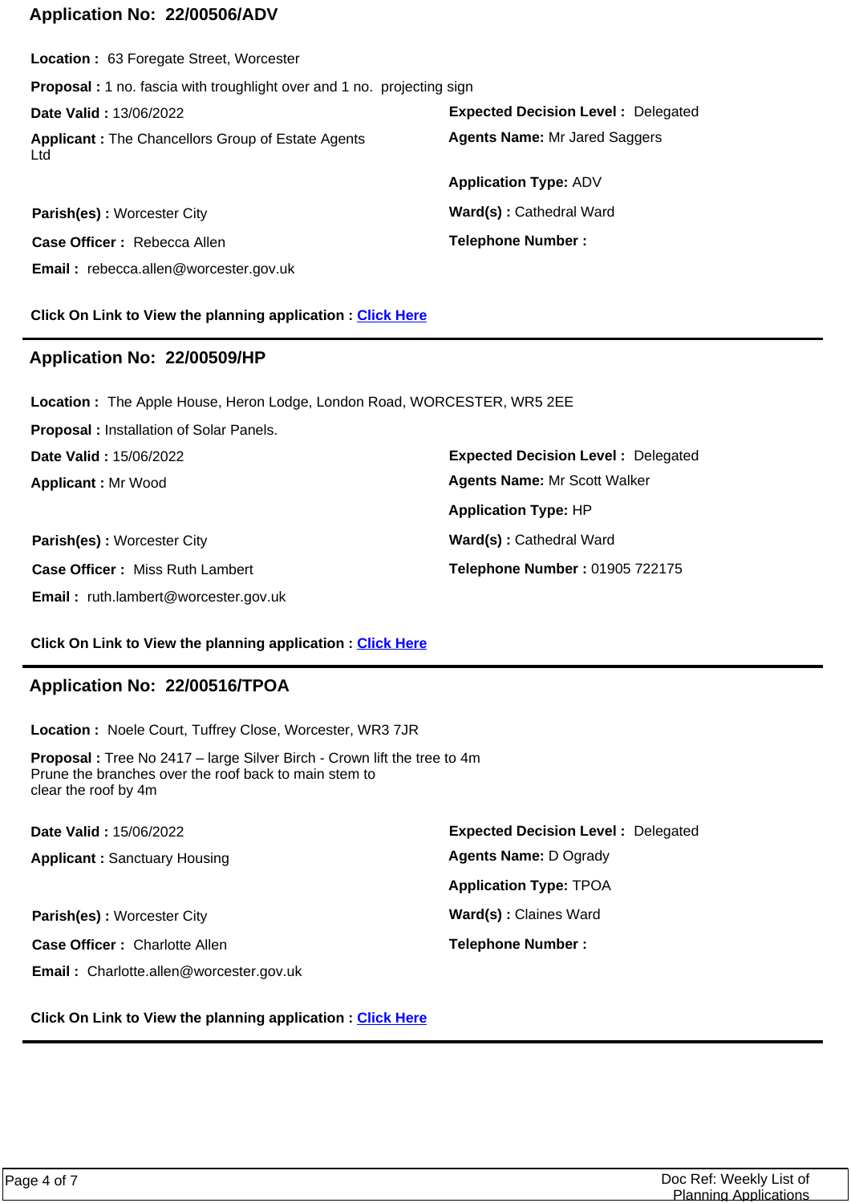## Application No:  22/00506/ADV

**Location :**  63 Foregate Street, Worcester

**Proposal :** 1 no. fascia with troughlight over and 1 no.  projecting sign

**Date Valid :** 13/06/2022

**Expected Decision Level :**  Delegated

**Applicant :** The Chancellors Group of Estate Agents Ltd

**Agents Name:** Mr Jared Saggers

**Application Type:** ADV

**Parish(es) :** Worcester City

**Ward(s) :** Cathedral Ward

**Case Officer :**  Rebecca Allen

**Telephone Number :**

**Email :**  rebecca.allen@worcester.gov.uk

**Click On Link to View the planning application :** Click Here

---

## Application No:  22/00509/HP

**Location :**  The Apple House, Heron Lodge, London Road, WORCESTER, WR5 2EE

**Proposal :** Installation of Solar Panels.

**Date Valid :** 15/06/2022

**Expected Decision Level :**  Delegated

**Applicant :** Mr Wood

**Agents Name:** Mr Scott Walker

**Application Type:** HP

**Parish(es) :** Worcester City

**Ward(s) :** Cathedral Ward

**Case Officer :**  Miss Ruth Lambert

**Telephone Number :** 01905 722175

**Email :**  ruth.lambert@worcester.gov.uk

**Click On Link to View the planning application :** Click Here

---

## Application No:  22/00516/TPOA

**Location :**  Noele Court, Tuffrey Close, Worcester, WR3 7JR

**Proposal :** Tree No 2417 – large Silver Birch - Crown lift the tree to 4m
Prune the branches over the roof back to main stem to
clear the roof by 4m

**Date Valid :** 15/06/2022

**Expected Decision Level :**  Delegated

**Applicant :** Sanctuary Housing

**Agents Name:** D Ogrady

**Application Type:** TPOA

**Parish(es) :** Worcester City

**Ward(s) :** Claines Ward

**Case Officer :**  Charlotte Allen

**Telephone Number :**

**Email :**  Charlotte.allen@worcester.gov.uk

**Click On Link to View the planning application :** Click Here

---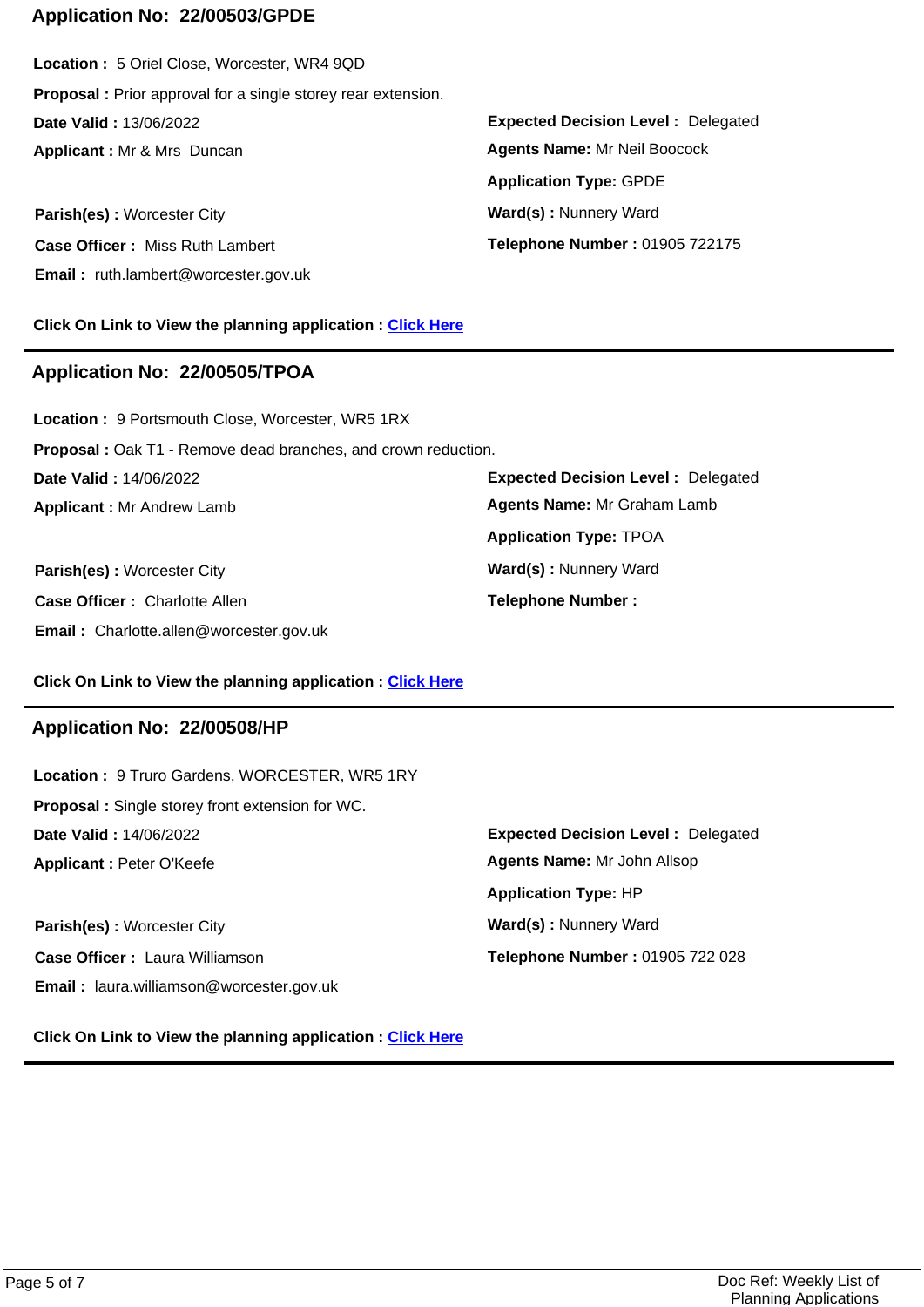## Application No:  22/00503/GPDE

**Location :**  5 Oriel Close, Worcester, WR4 9QD

**Proposal :** Prior approval for a single storey rear extension.

**Date Valid :** 13/06/2022

**Expected Decision Level :**  Delegated

**Applicant :** Mr & Mrs  Duncan

**Agents Name:** Mr Neil Boocock

**Application Type:** GPDE

**Parish(es) :** Worcester City

**Ward(s) :** Nunnery Ward

**Case Officer :**  Miss Ruth Lambert

**Telephone Number :** 01905 722175

**Email :**  ruth.lambert@worcester.gov.uk

**Click On Link to View the planning application :** Click Here

---

## Application No:  22/00505/TPOA

**Location :**  9 Portsmouth Close, Worcester, WR5 1RX

**Proposal :** Oak T1 - Remove dead branches, and crown reduction.

**Date Valid :** 14/06/2022

**Expected Decision Level :**  Delegated

**Applicant :** Mr Andrew Lamb

**Agents Name:** Mr Graham Lamb

**Application Type:** TPOA

**Parish(es) :** Worcester City

**Ward(s) :** Nunnery Ward

**Case Officer :**  Charlotte Allen

**Telephone Number :**

**Email :**  Charlotte.allen@worcester.gov.uk

**Click On Link to View the planning application :** Click Here

---

## Application No:  22/00508/HP

**Location :**  9 Truro Gardens, WORCESTER, WR5 1RY

**Proposal :** Single storey front extension for WC.

**Date Valid :** 14/06/2022

**Expected Decision Level :**  Delegated

**Applicant :** Peter O'Keefe

**Agents Name:** Mr John Allsop

**Application Type:** HP

**Parish(es) :** Worcester City

**Ward(s) :** Nunnery Ward

**Case Officer :**  Laura Williamson

**Telephone Number :** 01905 722 028

**Email :**  laura.williamson@worcester.gov.uk

**Click On Link to View the planning application :** Click Here

---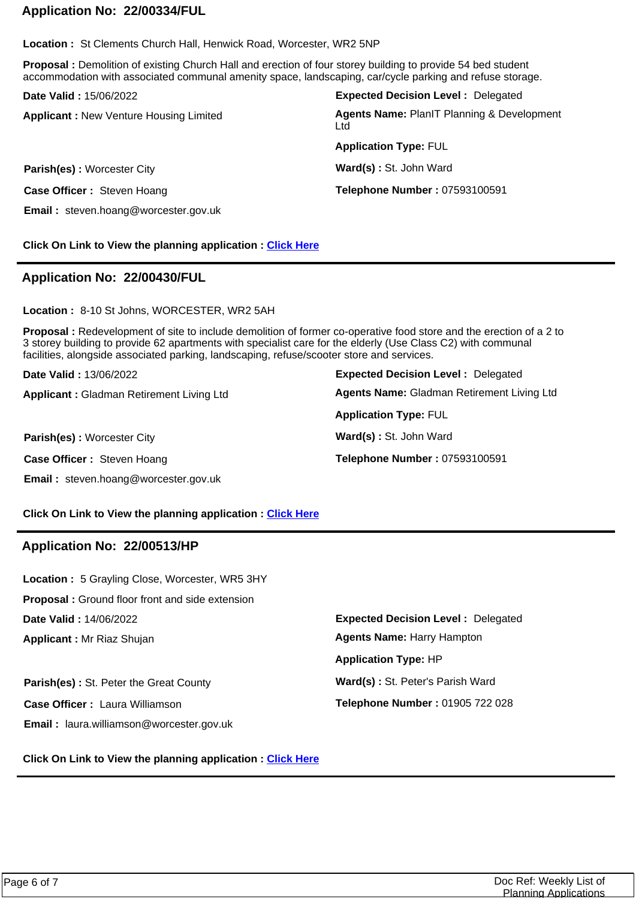## Application No: 22/00334/FUL

**Location :** St Clements Church Hall, Henwick Road, Worcester, WR2 5NP

**Proposal :** Demolition of existing Church Hall and erection of four storey building to provide 54 bed student accommodation with associated communal amenity space, landscaping, car/cycle parking and refuse storage.

**Date Valid :** 15/06/2022

**Expected Decision Level :** Delegated

**Applicant :** New Venture Housing Limited

**Agents Name:** PlanIT Planning & Development Ltd

**Application Type:** FUL

**Parish(es) :** Worcester City

**Ward(s) :** St. John Ward

**Case Officer :** Steven Hoang

**Telephone Number :** 07593100591

**Email :** steven.hoang@worcester.gov.uk

**Click On Link to View the planning application :** Click Here

---

## Application No: 22/00430/FUL

**Location :** 8-10 St Johns, WORCESTER, WR2 5AH

**Proposal :** Redevelopment of site to include demolition of former co-operative food store and the erection of a 2 to 3 storey building to provide 62 apartments with specialist care for the elderly (Use Class C2) with communal facilities, alongside associated parking, landscaping, refuse/scooter store and services.

**Date Valid :** 13/06/2022

**Expected Decision Level :** Delegated

**Applicant :** Gladman Retirement Living Ltd

**Agents Name:** Gladman Retirement Living Ltd

**Application Type:** FUL

**Parish(es) :** Worcester City

**Ward(s) :** St. John Ward

**Case Officer :** Steven Hoang

**Telephone Number :** 07593100591

**Email :** steven.hoang@worcester.gov.uk

**Click On Link to View the planning application :** Click Here

---

## Application No: 22/00513/HP

**Location :** 5 Grayling Close, Worcester, WR5 3HY

**Proposal :** Ground floor front and side extension

**Date Valid :** 14/06/2022

**Expected Decision Level :** Delegated

**Applicant :** Mr Riaz Shujan

**Agents Name:** Harry Hampton

**Application Type:** HP

**Parish(es) :** St. Peter the Great County

**Ward(s) :** St. Peter's Parish Ward

**Case Officer :** Laura Williamson

**Telephone Number :** 01905 722 028

**Email :** laura.williamson@worcester.gov.uk

**Click On Link to View the planning application :** Click Here

---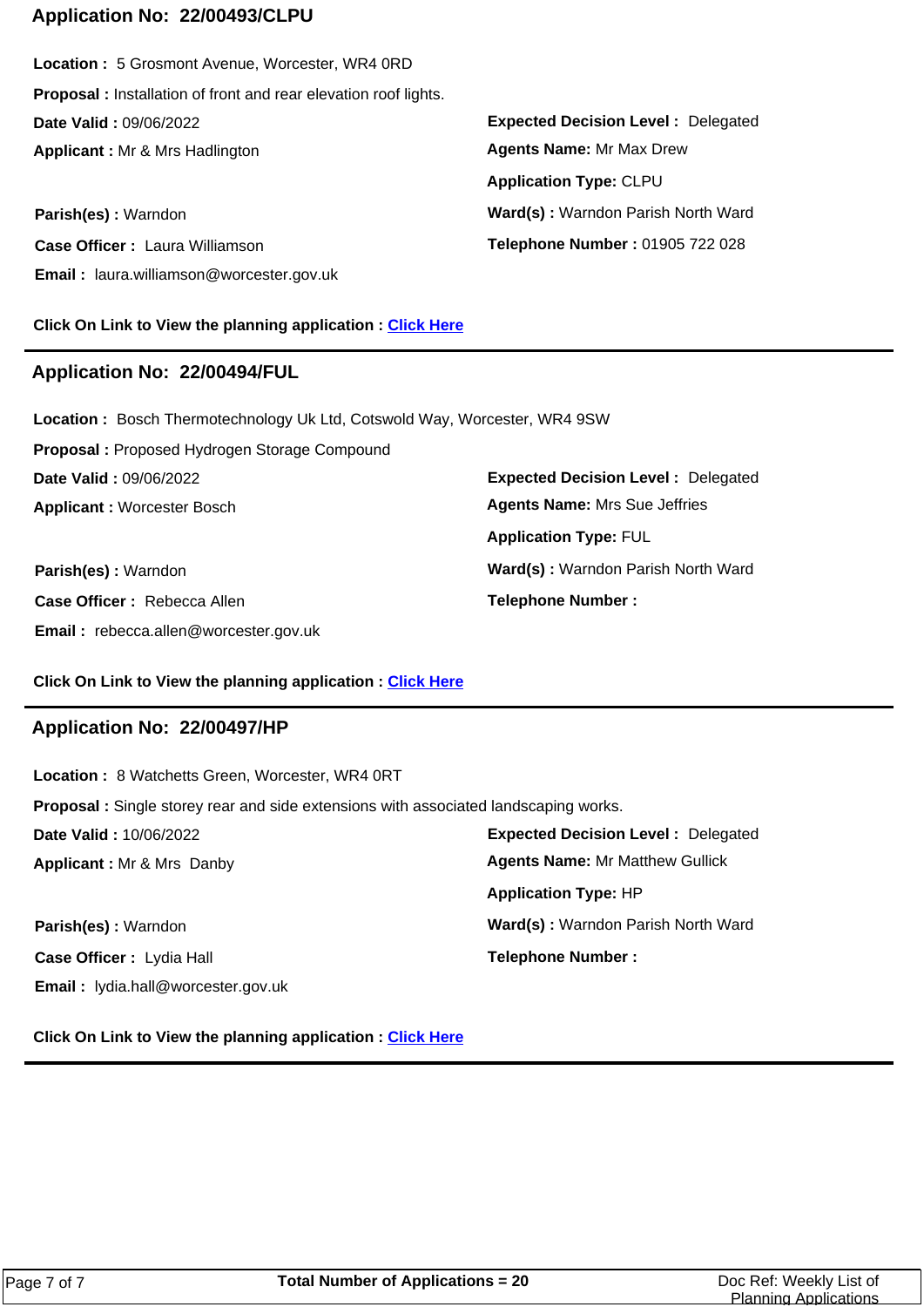## Application No:  22/00493/CLPU

**Location :** 5 Grosmont Avenue, Worcester, WR4 0RD

**Proposal :** Installation of front and rear elevation roof lights.

**Date Valid :** 09/06/2022

**Expected Decision Level :** Delegated

**Applicant :** Mr & Mrs Hadlington

**Agents Name:** Mr Max Drew

**Application Type:** CLPU

**Parish(es) :** Warndon

**Ward(s) :** Warndon Parish North Ward

**Case Officer :** Laura Williamson

**Telephone Number :** 01905 722 028

**Email :** laura.williamson@worcester.gov.uk

**Click On Link to View the planning application :** Click Here

---

## Application No:  22/00494/FUL

**Location :** Bosch Thermotechnology Uk Ltd, Cotswold Way, Worcester, WR4 9SW

**Proposal :** Proposed Hydrogen Storage Compound

**Date Valid :** 09/06/2022

**Expected Decision Level :** Delegated

**Applicant :** Worcester Bosch

**Agents Name:** Mrs Sue Jeffries

**Application Type:** FUL

**Parish(es) :** Warndon

**Ward(s) :** Warndon Parish North Ward

**Case Officer :** Rebecca Allen

**Telephone Number :**

**Email :** rebecca.allen@worcester.gov.uk

**Click On Link to View the planning application :** Click Here

---

## Application No:  22/00497/HP

**Location :** 8 Watchetts Green, Worcester, WR4 0RT

**Proposal :** Single storey rear and side extensions with associated landscaping works.

**Date Valid :** 10/06/2022

**Expected Decision Level :** Delegated

**Applicant :** Mr & Mrs  Danby

**Agents Name:** Mr Matthew Gullick

**Application Type:** HP

**Parish(es) :** Warndon

**Ward(s) :** Warndon Parish North Ward

**Case Officer :** Lydia Hall

**Telephone Number :**

**Email :** lydia.hall@worcester.gov.uk

**Click On Link to View the planning application :** Click Here

---

**Total Number of Applications = 20**